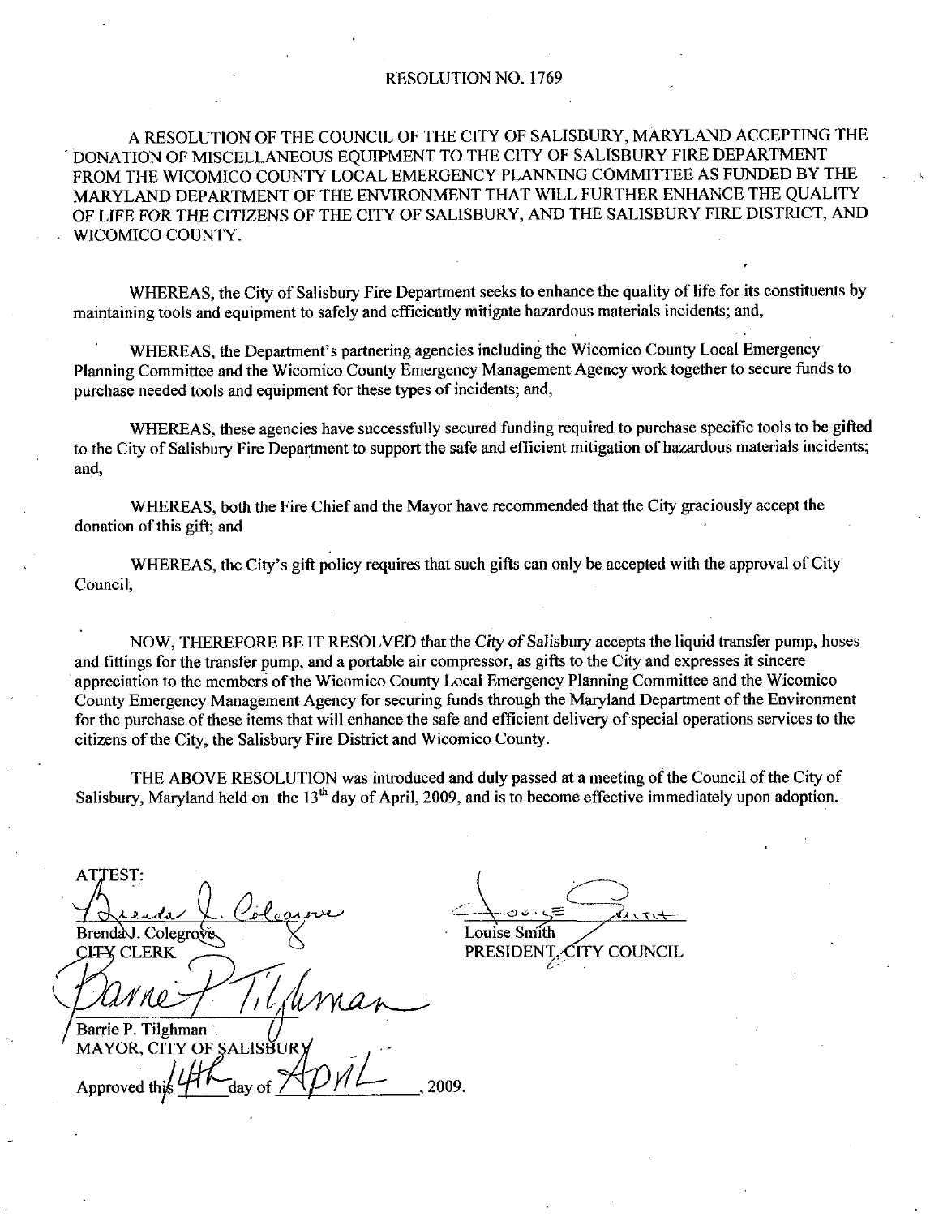# RESOLUTION NO. 1769

A RESOLUTION OF THE COUNCIL OF THE CITY OF SALISBURY, MARYLAND ACCEPTING THE DONATION OF MISCELLANEOUS EQUIPMENT TO THE CITY OF SALISBURY FIRE DEPARTMENT FROM THE WICOMICO COUNTY LOCAL EMERGENCY PLANNING COMMITTEE AS FUNDED BY THE MARYLAND DEPARTMENT OF THE ENVIRONMENT THAT WILL FURTHER ENHANCE THE QUALITY OF LIFE FOR THE CITIZENS OF THE CITY OF SALISBURY, AND THE SALISBURY FIRE DISTRICT, AND WICOMICO COUNTY.

WHEREAS, the City of Salisbury Fire Department seeks to enhance the quality of life for its constituents by maintaining tools and equipment to safely and efficiently mitigate hazardous materials incidents; and,

WHEREAS, the Department's partnering agencies including the Wicomico County Local Emergency Planning Committee and the Wicomico County Emergency Management Agency work together to secure funds to purchase needed tools and equipment for these types of incidents; and,

WHEREAS, these agencies have successfully secured funding required to purchase specific tools to be gifted to the City of Salisbury Fire Department to support the safe and efficient mitigation of hazardous materials incidents; and,

WHEREAS, both the Fire Chief and the Mayor have recommended that the City graciously accept the donation of this gift; and

WHEREAS, the City's gift policy requires that such gifts can only be accepted with the approval of City Council,

NOW, THEREFORE BE IT RESOLVED that the *City of Salisbury* accepts the liquid transfer pump, hoses and fittings for the transfer pump, and a portable air compressor, as gifts to the City and expresses it sincere appreciation to the members of the Wicomico County Local Emergency Planning Committee and the Wicomico County Emergency Management Agency for securing funds through the Maryland Department of the Environment for the purchase of these items that will enhance the safe and efficient delivery of special operations services to the citizens of the City, the Salisbury Fire District and Wicomico County.

THE ABOVE RESOLUTION was introduced and duly passed at a meeting of the Council of the City of Salisbury, Maryland held on the 13th day of April, 2009, and is to become effective immediately upon adoption.

ATTEST:

Brenda J. Colegrove
CITY CLERK

Louise Smith
PRESIDENT, CITY COUNCIL

Barrie P. Tilghman
MAYOR, CITY OF SALISBURY

Approved this 14th day of April, 2009.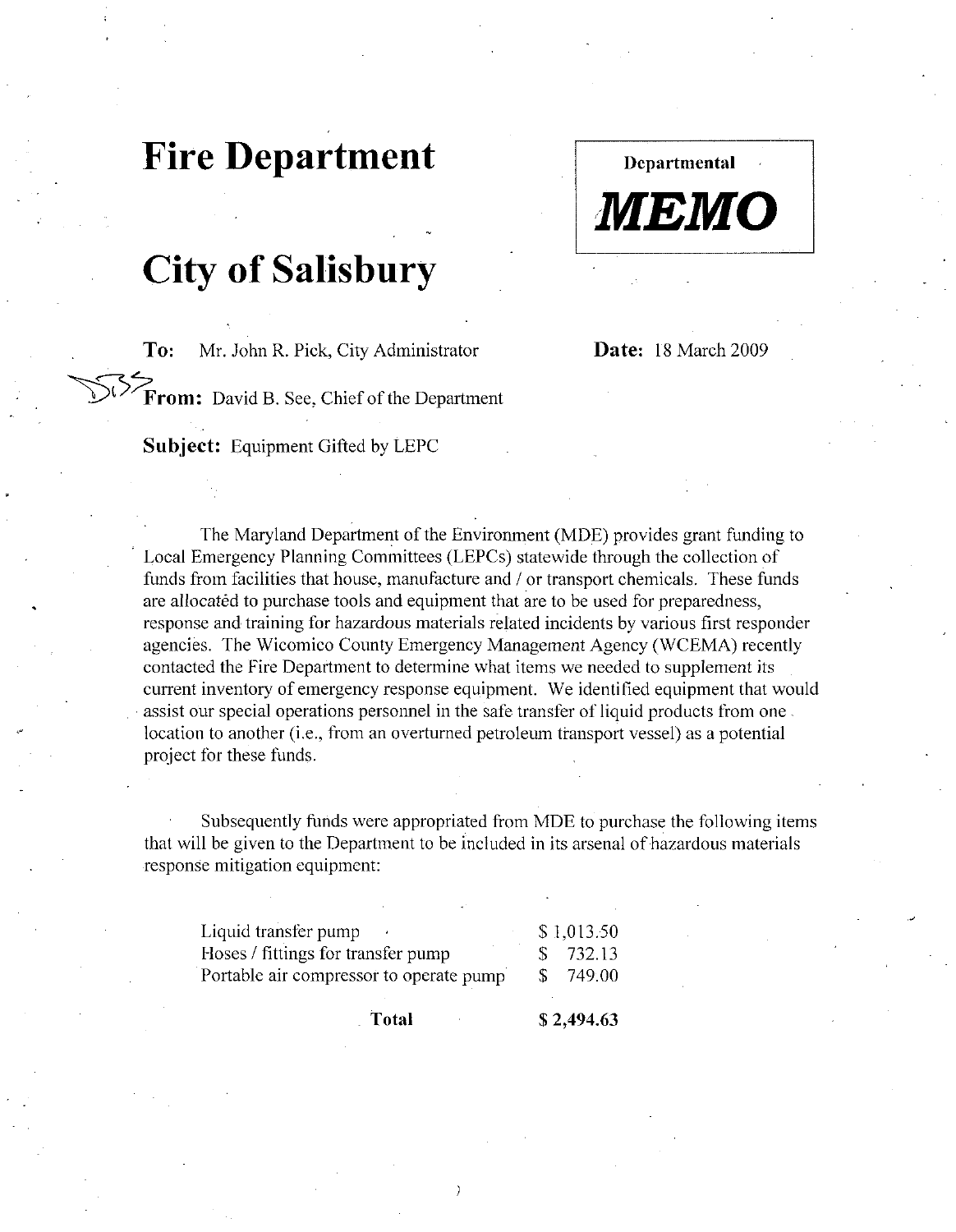# Fire Department

# City of Salisbury

**Departmental**

***MEMO***

**To:** Mr. John R. Pick, City Administrator

**Date:** 18 March 2009

**From:** David B. See, Chief of the Department

**Subject:** Equipment Gifted by LEPC

The Maryland Department of the Environment (MDE) provides grant funding to Local Emergency Planning Committees (LEPCs) statewide through the collection of funds from facilities that house, manufacture and / or transport chemicals. These funds are allocated to purchase tools and equipment that are to be used for preparedness, response and training for hazardous materials related incidents by various first responder agencies. The Wicomico County Emergency Management Agency (WCEMA) recently contacted the Fire Department to determine what items we needed to supplement its current inventory of emergency response equipment. We identified equipment that would assist our special operations personnel in the safe transfer of liquid products from one location to another (i.e., from an overturned petroleum transport vessel) as a potential project for these funds.

Subsequently funds were appropriated from MDE to purchase the following items that will be given to the Department to be included in its arsenal of hazardous materials response mitigation equipment:

| | |
|---|---|
| Liquid transfer pump | $ 1,013.50 |
| Hoses / fittings for transfer pump | $ 732.13 |
| Portable air compressor to operate pump | $ 749.00 |
| **Total** | **$ 2,494.63** |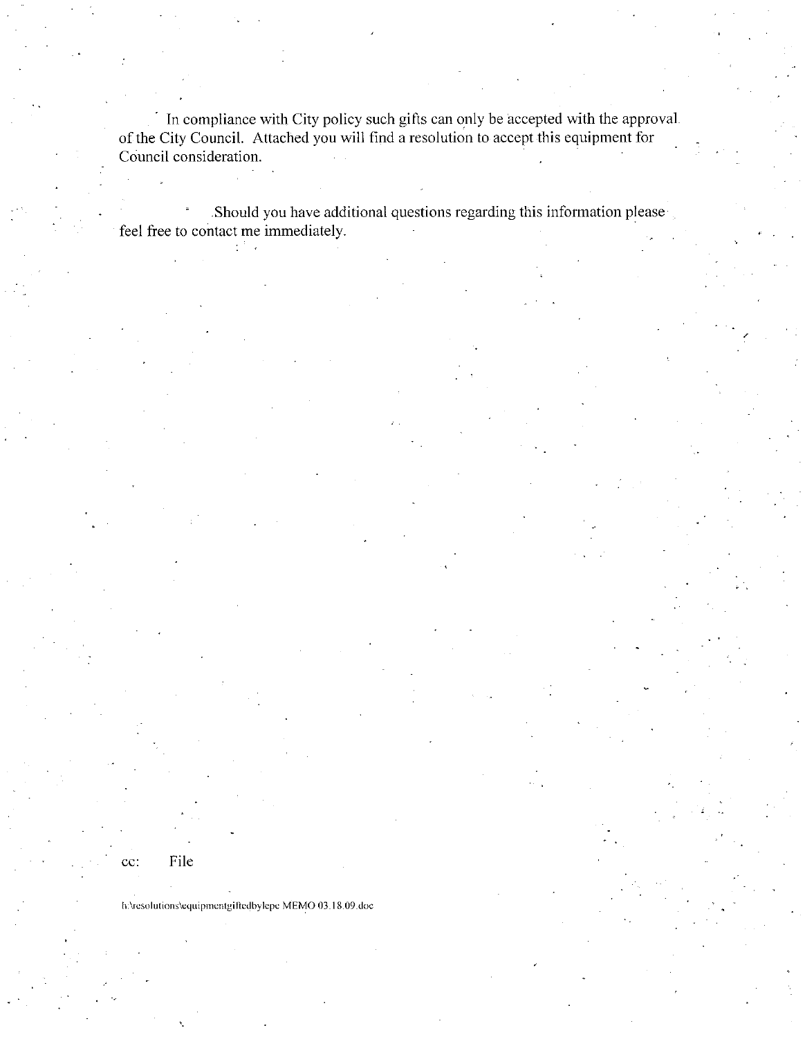In compliance with City policy such gifts can only be accepted with the approval of the City Council. Attached you will find a resolution to accept this equipment for Council consideration.

Should you have additional questions regarding this information please feel free to contact me immediately.

cc: File

h:\resolutions\equipmentgiftedbylepc MEMO 03.18.09.doc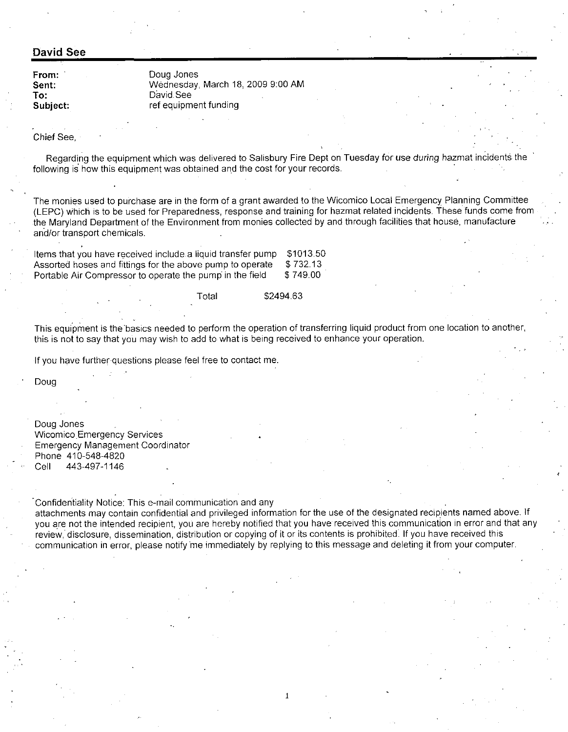## David See

**From:** Doug Jones
**Sent:** Wednesday, March 18, 2009 9:00 AM
**To:** David See
**Subject:** ref equipment funding

Chief See,

Regarding the equipment which was delivered to Salisbury Fire Dept on Tuesday for use *during* hazmat incidents the following is how this equipment was obtained and the cost for your records.

The monies used to purchase are in the form of a grant awarded to the Wicomico Local Emergency Planning Committee (LEPC) which is to be used for Preparedness, response and training for hazmat related incidents. These funds come from the Maryland Department of the Environment from monies collected by and through facilities that house, manufacture and/or transport chemicals.

| | |
|---|---|
| Items that you have received include a liquid transfer pump | $1013.50 |
| Assorted hoses and fittings for the above pump to operate | $ 732.13 |
| Portable Air Compressor to operate the pump in the field | $ 749.00 |
| Total | $2494.63 |

This equipment is the basics needed to perform the operation of transferring liquid product from one location to another, this is not to say that you may wish to add to what is being received to enhance your operation.

If you have further questions please feel free to contact me.

Doug

Doug Jones
Wicomico Emergency Services
Emergency Management Coordinator
Phone 410-548-4820
Cell 443-497-1146

Confidentiality Notice: This e-mail communication and any attachments may contain confidential and privileged information for the use of the designated recipients named above. If you are not the intended recipient, you are hereby notified that you have received this communication in error and that any review, disclosure, dissemination, distribution or copying of it or its contents is prohibited. If you have received this communication in error, please notify me immediately by replying to this message and deleting it from your computer.